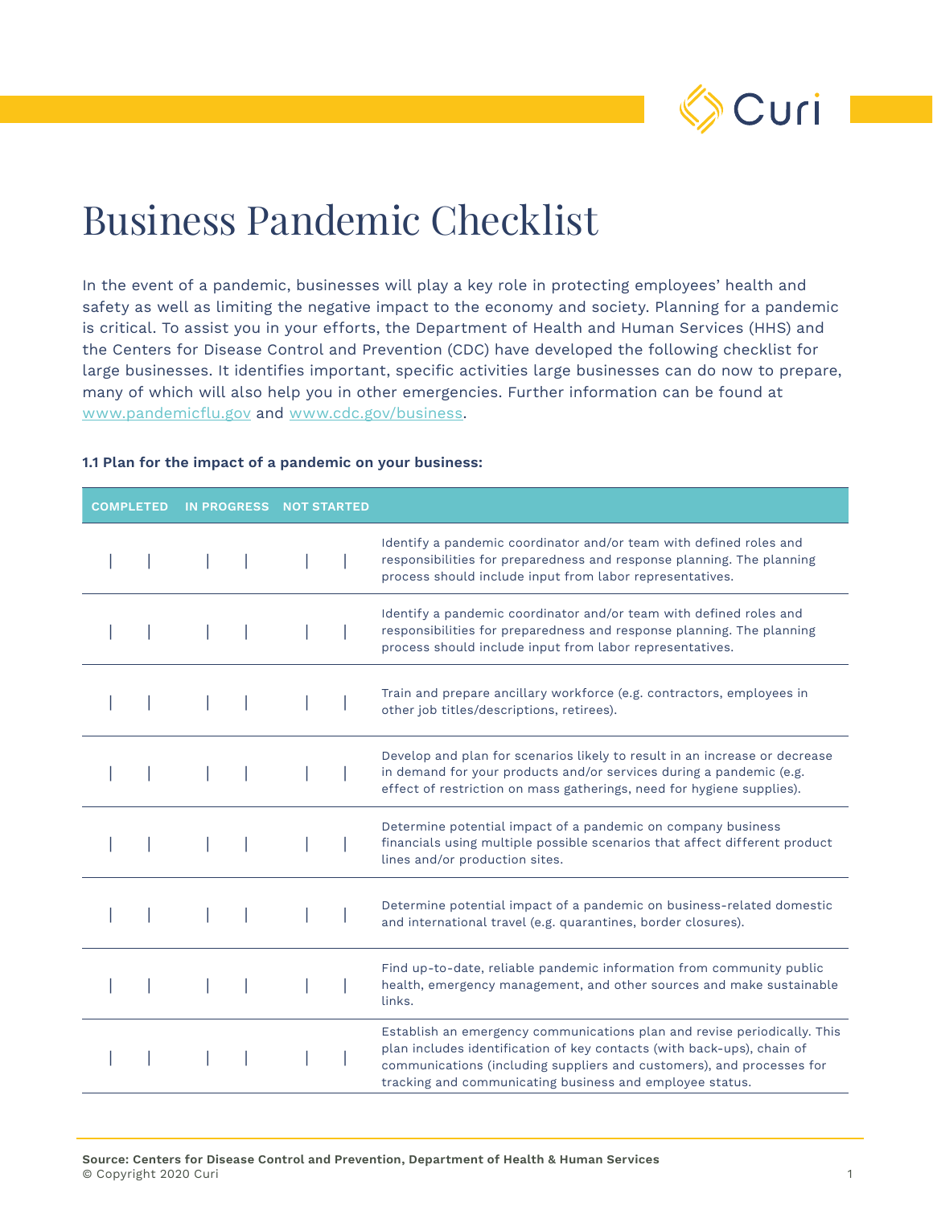# Business Pandemic Checklist

In the event of a pandemic, businesses will play a key role in protecting employees' health and safety as well as limiting the negative impact to the economy and society. Planning for a pandemic is critical. To assist you in your efforts, the Department of Health and Human Services (HHS) and the Centers for Disease Control and Prevention (CDC) have developed the following checklist for large businesses. It identifies important, specific activities large businesses can do now to prepare, many of which will also help you in other emergencies. Further information can be found at www.pandemicflu.gov and www.cdc.gov/business.

**1.1 Plan for the impact of a pandemic on your business:**

| COMPLETED | IN PROGRESS | NOT STARTED | |
|---|---|---|---|
| | | | Identify a pandemic coordinator and/or team with defined roles and responsibilities for preparedness and response planning. The planning process should include input from labor representatives. |
| | | | Identify a pandemic coordinator and/or team with defined roles and responsibilities for preparedness and response planning. The planning process should include input from labor representatives. |
| | | | Train and prepare ancillary workforce (e.g. contractors, employees in other job titles/descriptions, retirees). |
| | | | Develop and plan for scenarios likely to result in an increase or decrease in demand for your products and/or services during a pandemic (e.g. effect of restriction on mass gatherings, need for hygiene supplies). |
| | | | Determine potential impact of a pandemic on company business financials using multiple possible scenarios that affect different product lines and/or production sites. |
| | | | Determine potential impact of a pandemic on business-related domestic and international travel (e.g. quarantines, border closures). |
| | | | Find up-to-date, reliable pandemic information from community public health, emergency management, and other sources and make sustainable links. |
| | | | Establish an emergency communications plan and revise periodically. This plan includes identification of key contacts (with back-ups), chain of communications (including suppliers and customers), and processes for tracking and communicating business and employee status. |

**Source: Centers for Disease Control and Prevention, Department of Health & Human Services**
© Copyright 2020 Curi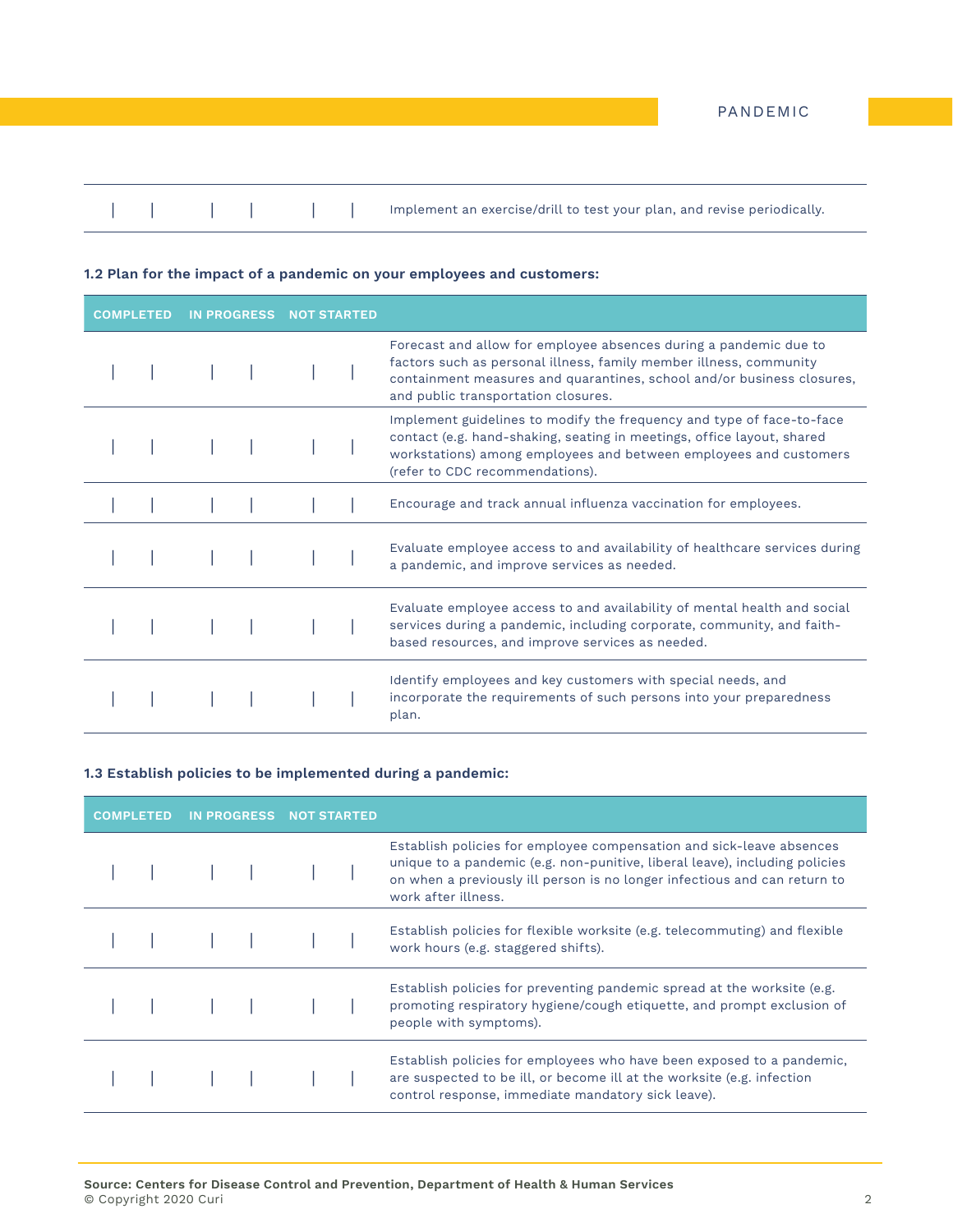| | | | |
|---|---|---|---|
| | | | Implement an exercise/drill to test your plan, and revise periodically. |

**1.2 Plan for the impact of a pandemic on your employees and customers:**

| COMPLETED | IN PROGRESS | NOT STARTED | |
|---|---|---|---|
| | | | Forecast and allow for employee absences during a pandemic due to factors such as personal illness, family member illness, community containment measures and quarantines, school and/or business closures, and public transportation closures. |
| | | | Implement guidelines to modify the frequency and type of face-to-face contact (e.g. hand-shaking, seating in meetings, office layout, shared workstations) among employees and between employees and customers (refer to CDC recommendations). |
| | | | Encourage and track annual influenza vaccination for employees. |
| | | | Evaluate employee access to and availability of healthcare services during a pandemic, and improve services as needed. |
| | | | Evaluate employee access to and availability of mental health and social services during a pandemic, including corporate, community, and faith-based resources, and improve services as needed. |
| | | | Identify employees and key customers with special needs, and incorporate the requirements of such persons into your preparedness plan. |

**1.3 Establish policies to be implemented during a pandemic:**

| COMPLETED | IN PROGRESS | NOT STARTED | |
|---|---|---|---|
| | | | Establish policies for employee compensation and sick-leave absences unique to a pandemic (e.g. non-punitive, liberal leave), including policies on when a previously ill person is no longer infectious and can return to work after illness. |
| | | | Establish policies for flexible worksite (e.g. telecommuting) and flexible work hours (e.g. staggered shifts). |
| | | | Establish policies for preventing pandemic spread at the worksite (e.g. promoting respiratory hygiene/cough etiquette, and prompt exclusion of people with symptoms). |
| | | | Establish policies for employees who have been exposed to a pandemic, are suspected to be ill, or become ill at the worksite (e.g. infection control response, immediate mandatory sick leave). |

**Source: Centers for Disease Control and Prevention, Department of Health & Human Services**
© Copyright 2020 Curi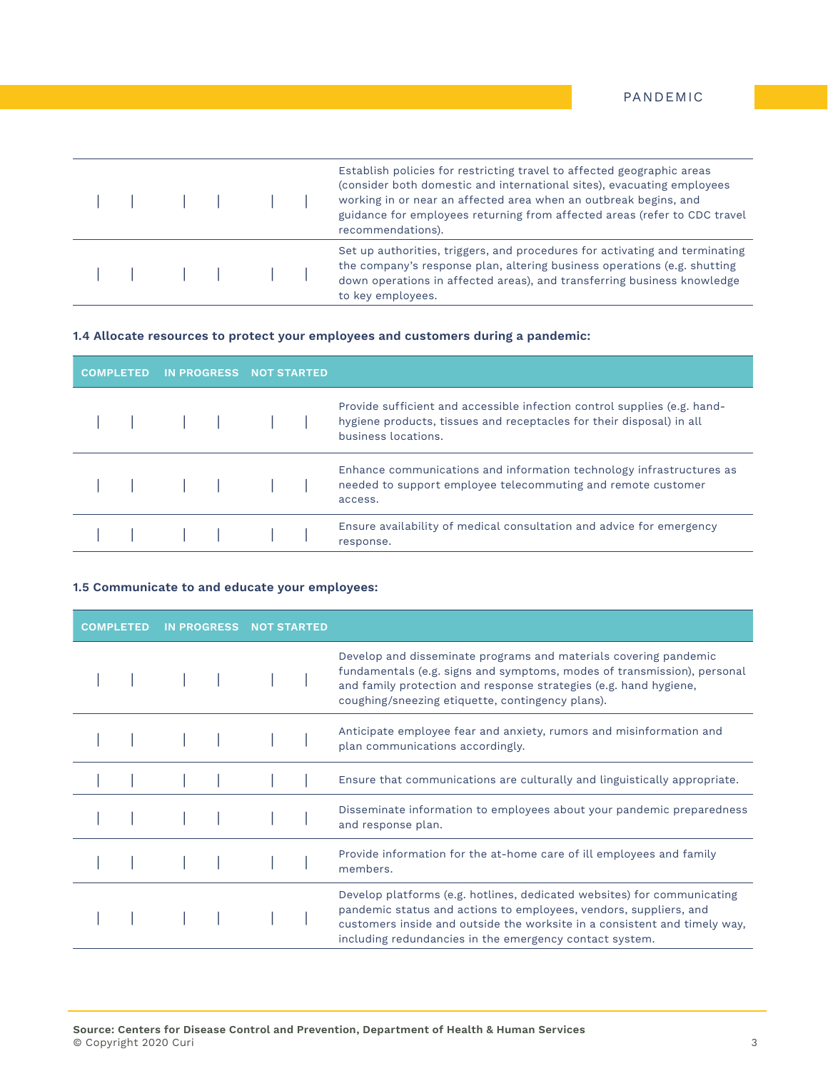| COMPLETED | IN PROGRESS | NOT STARTED | |
|---|---|---|---|
| &#124; &#124; | &#124; &#124; | &#124; &#124; | Establish policies for restricting travel to affected geographic areas (consider both domestic and international sites), evacuating employees working in or near an affected area when an outbreak begins, and guidance for employees returning from affected areas (refer to CDC travel recommendations). |
| &#124; &#124; | &#124; &#124; | &#124; &#124; | Set up authorities, triggers, and procedures for activating and terminating the company's response plan, altering business operations (e.g. shutting down operations in affected areas), and transferring business knowledge to key employees. |

**1.4 Allocate resources to protect your employees and customers during a pandemic:**

| COMPLETED | IN PROGRESS | NOT STARTED | |
|---|---|---|---|
| &#124; &#124; | &#124; &#124; | &#124; &#124; | Provide sufficient and accessible infection control supplies (e.g. hand-hygiene products, tissues and receptacles for their disposal) in all business locations. |
| &#124; &#124; | &#124; &#124; | &#124; &#124; | Enhance communications and information technology infrastructures as needed to support employee telecommuting and remote customer access. |
| &#124; &#124; | &#124; &#124; | &#124; &#124; | Ensure availability of medical consultation and advice for emergency response. |

**1.5 Communicate to and educate your employees:**

| COMPLETED | IN PROGRESS | NOT STARTED | |
|---|---|---|---|
| &#124; &#124; | &#124; &#124; | &#124; &#124; | Develop and disseminate programs and materials covering pandemic fundamentals (e.g. signs and symptoms, modes of transmission), personal and family protection and response strategies (e.g. hand hygiene, coughing/sneezing etiquette, contingency plans). |
| &#124; &#124; | &#124; &#124; | &#124; &#124; | Anticipate employee fear and anxiety, rumors and misinformation and plan communications accordingly. |
| &#124; &#124; | &#124; &#124; | &#124; &#124; | Ensure that communications are culturally and linguistically appropriate. |
| &#124; &#124; | &#124; &#124; | &#124; &#124; | Disseminate information to employees about your pandemic preparedness and response plan. |
| &#124; &#124; | &#124; &#124; | &#124; &#124; | Provide information for the at-home care of ill employees and family members. |
| &#124; &#124; | &#124; &#124; | &#124; &#124; | Develop platforms (e.g. hotlines, dedicated websites) for communicating pandemic status and actions to employees, vendors, suppliers, and customers inside and outside the worksite in a consistent and timely way, including redundancies in the emergency contact system. |

**Source: Centers for Disease Control and Prevention, Department of Health & Human Services**
© Copyright 2020 Curi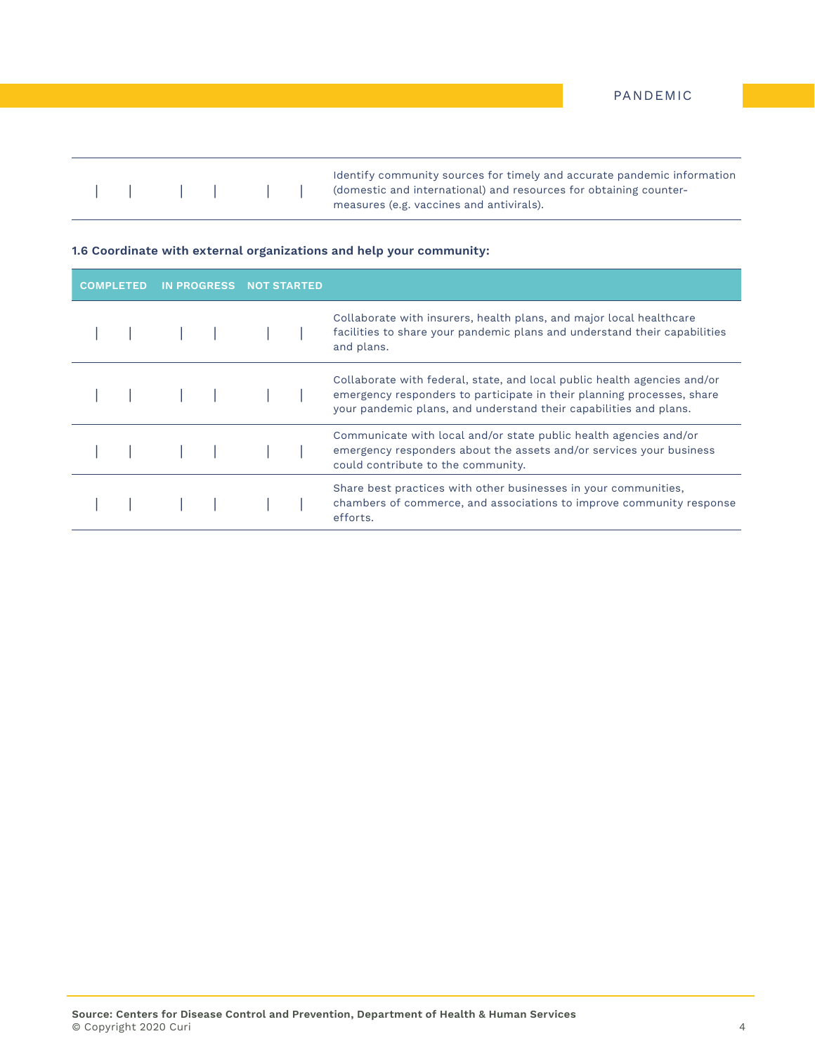| | | | |
|---|---|---|---|
| | | | Identify community sources for timely and accurate pandemic information (domestic and international) and resources for obtaining counter-measures (e.g. vaccines and antivirals). |

**1.6 Coordinate with external organizations and help your community:**

| COMPLETED | IN PROGRESS | NOT STARTED | |
|---|---|---|---|
| | | | Collaborate with insurers, health plans, and major local healthcare facilities to share your pandemic plans and understand their capabilities and plans. |
| | | | Collaborate with federal, state, and local public health agencies and/or emergency responders to participate in their planning processes, share your pandemic plans, and understand their capabilities and plans. |
| | | | Communicate with local and/or state public health agencies and/or emergency responders about the assets and/or services your business could contribute to the community. |
| | | | Share best practices with other businesses in your communities, chambers of commerce, and associations to improve community response efforts. |

**Source: Centers for Disease Control and Prevention, Department of Health & Human Services**
© Copyright 2020 Curi